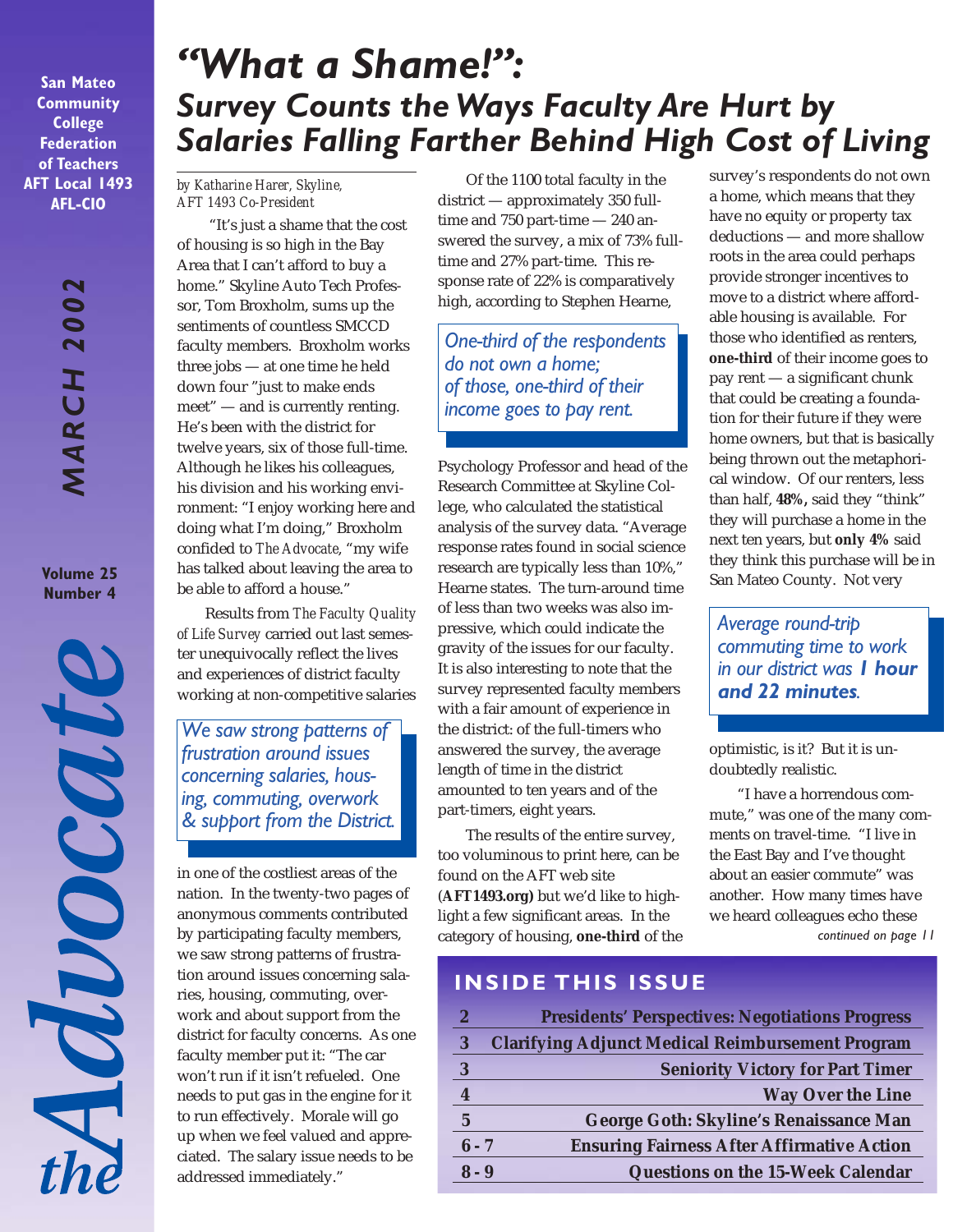San Mateo Community College Federation of Teachers AFT Local 1493 AFL-CIO

MARCH 2002

Volume 25 Number 4

the Advocate

# "What a Shame!":

## Survey Counts the Ways Faculty Are Hurt by Salaries Falling Farther Behind High Cost of Living

*by Katharine Harer, Skyline, AFT 1493 Co-President*

"It's just a shame that the cost of housing is so high in the Bay Area that I can't afford to buy a home." Skyline Auto Tech Professor, Tom Broxholm, sums up the sentiments of countless SMCCD faculty members. Broxholm works three jobs — at one time he held down four "just to make ends meet" — and is currently renting. He's been with the district for twelve years, six of those full-time. Although he likes his colleagues, his division and his working environment: "I enjoy working here and doing what I'm doing," Broxholm confided to *The Advocate*, "my wife has talked about leaving the area to be able to afford a house."

Results from *The Faculty Quality of Life Survey* carried out last semester unequivocally reflect the lives and experiences of district faculty working at non-competitive salaries in one of the costliest areas of the nation. In the twenty-two pages of anonymous comments contributed by participating faculty members, we saw strong patterns of frustration around issues concerning salaries, housing, commuting, overwork and about support from the district for faculty concerns. As one faculty member put it: "The car won't run if it isn't refueled. One needs to put gas in the engine for it to run effectively. Morale will go up when we feel valued and appreciated. The salary issue needs to be addressed immediately."

> *We saw strong patterns of frustration around issues concerning salaries, housing, commuting, overwork & support from the District.*

Of the 1100 total faculty in the district — approximately 350 full-time and 750 part-time — 240 answered the survey, a mix of 73% full-time and 27% part-time. This response rate of 22% is comparatively high, according to Stephen Hearne, Psychology Professor and head of the Research Committee at Skyline College, who calculated the statistical analysis of the survey data. "Average response rates found in social science research are typically less than 10%," Hearne states. The turn-around time of less than two weeks was also impressive, which could indicate the gravity of the issues for our faculty. It is also interesting to note that the survey represented faculty members with a fair amount of experience in the district: of the full-timers who answered the survey, the average length of time in the district amounted to ten years and of the part-timers, eight years.

> *One-third of the respondents do not own a home; of those, one-third of their income goes to pay rent.*

The results of the entire survey, too voluminous to print here, can be found on the AFT web site (**AFT1493.org)** but we'd like to highlight a few significant areas. In the category of housing, **one-third** of the survey's respondents do not own a home, which means that they have no equity or property tax deductions — and more shallow roots in the area could perhaps provide stronger incentives to move to a district where affordable housing is available. For those who identified as renters, **one-third** of their income goes to pay rent — a significant chunk that could be creating a foundation for their future if they were home owners, but that is basically being thrown out the metaphorical window. Of our renters, less than half, **48%,** said they "think" they will purchase a home in the next ten years, but **only 4%** said they think this purchase will be in San Mateo County. Not very optimistic, is it? But it is undoubtedly realistic.

> *Average round-trip commuting time to work in our district was **1 hour and 22 minutes**.*

"I have a horrendous commute," was one of the many comments on travel-time. "I live in the East Bay and I've thought about an easier commute" was another. How many times have we heard colleagues echo these

*continued on page 11*

## INSIDE THIS ISSUE

| Page | Article |
|---|---|
| 2 | Presidents' Perspectives: Negotiations Progress |
| 3 | Clarifying Adjunct Medical Reimbursement Program |
| 3 | Seniority Victory for Part Timer |
| 4 | Way Over the Line |
| 5 | George Goth: Skyline's Renaissance Man |
| 6 - 7 | Ensuring Fairness After Affirmative Action |
| 8 - 9 | Questions on the 15-Week Calendar |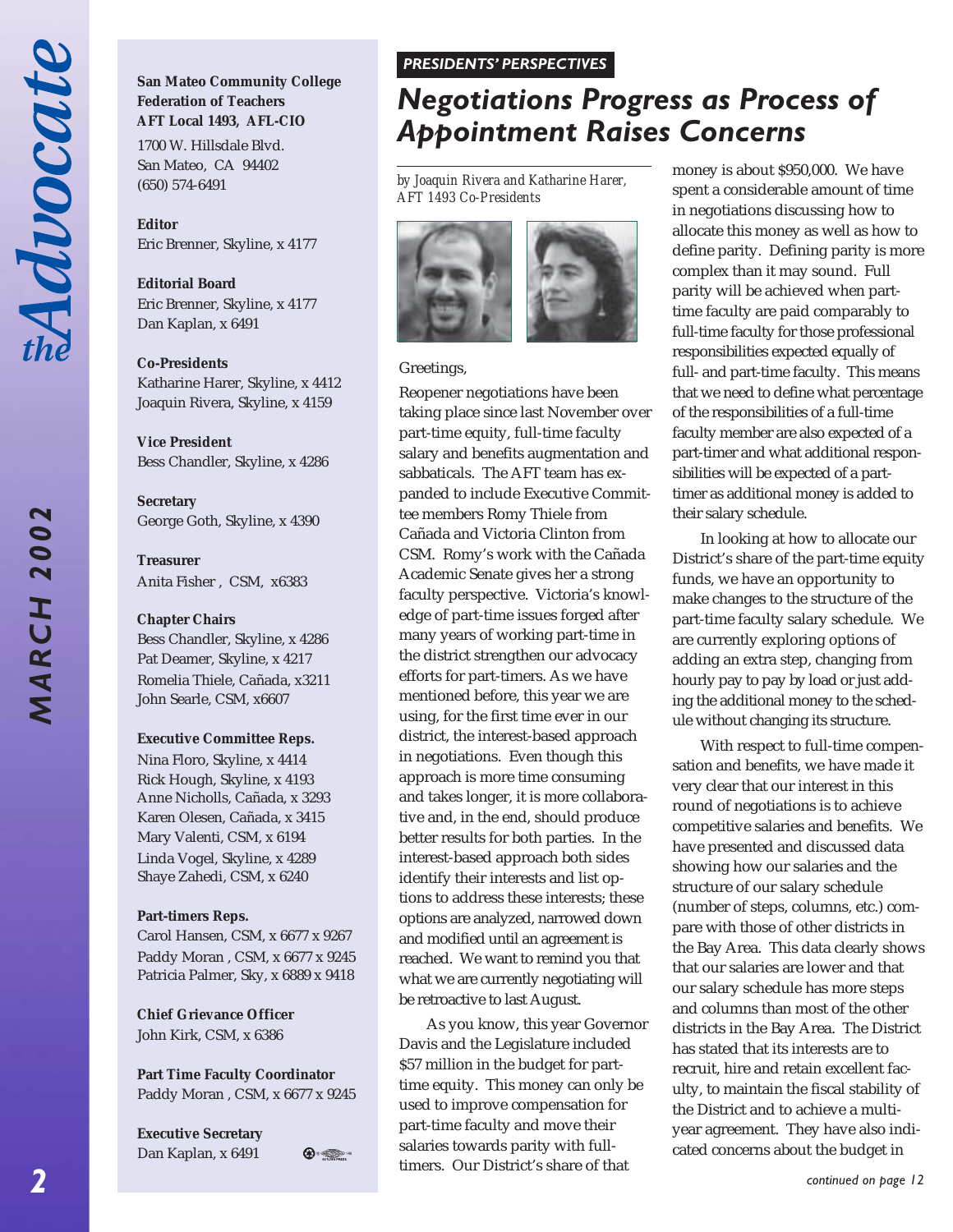**San Mateo Community College Federation of Teachers AFT Local 1493, AFL-CIO**
1700 W. Hillsdale Blvd.
San Mateo, CA 94402
(650) 574-6491

**Editor**
Eric Brenner, Skyline, x 4177

**Editorial Board**
Eric Brenner, Skyline, x 4177
Dan Kaplan, x 6491

**Co-Presidents**
Katharine Harer, Skyline, x 4412
Joaquin Rivera, Skyline, x 4159

**Vice President**
Bess Chandler, Skyline, x 4286

**Secretary**
George Goth, Skyline, x 4390

**Treasurer**
Anita Fisher , CSM, x6383

**Chapter Chairs**
Bess Chandler, Skyline, x 4286
Pat Deamer, Skyline, x 4217
Romelia Thiele, Cañada, x3211
John Searle, CSM, x6607

**Executive Committee Reps.**
Nina Floro, Skyline, x 4414
Rick Hough, Skyline, x 4193
Anne Nicholls, Cañada, x 3293
Karen Olesen, Cañada, x 3415
Mary Valenti, CSM, x 6194
Linda Vogel, Skyline, x 4289
Shaye Zahedi, CSM, x 6240

**Part-timers Reps.**
Carol Hansen, CSM, x 6677 x 9267
Paddy Moran , CSM, x 6677 x 9245
Patricia Palmer, Sky, x 6889 x 9418

**Chief Grievance Officer**
John Kirk, CSM, x 6386

**Part Time Faculty Coordinator**
Paddy Moran , CSM, x 6677 x 9245

**Executive Secretary**
Dan Kaplan, x 6491

***PRESIDENTS' PERSPECTIVES***

# *Negotiations Progress as Process of Appointment Raises Concerns*

*by Joaquin Rivera and Katharine Harer, AFT 1493 Co-Presidents*

Greetings,

Reopener negotiations have been taking place since last November over part-time equity, full-time faculty salary and benefits augmentation and sabbaticals. The AFT team has expanded to include Executive Committee members Romy Thiele from Cañada and Victoria Clinton from CSM. Romy's work with the Cañada Academic Senate gives her a strong faculty perspective. Victoria's knowledge of part-time issues forged after many years of working part-time in the district strengthen our advocacy efforts for part-timers. As we have mentioned before, this year we are using, for the first time ever in our district, the interest-based approach in negotiations. Even though this approach is more time consuming and takes longer, it is more collaborative and, in the end, should produce better results for both parties. In the interest-based approach both sides identify their interests and list options to address these interests; these options are analyzed, narrowed down and modified until an agreement is reached. We want to remind you that what we are currently negotiating will be retroactive to last August.

As you know, this year Governor Davis and the Legislature included \$57 million in the budget for part-time equity. This money can only be used to improve compensation for part-time faculty and move their salaries towards parity with full-timers. Our District's share of that money is about \$950,000. We have spent a considerable amount of time in negotiations discussing how to allocate this money as well as how to define parity. Defining parity is more complex than it may sound. Full parity will be achieved when part-time faculty are paid comparably to full-time faculty for those professional responsibilities expected equally of full- and part-time faculty. This means that we need to define what percentage of the responsibilities of a full-time faculty member are also expected of a part-timer and what additional responsibilities will be expected of a part-timer as additional money is added to their salary schedule.

In looking at how to allocate our District's share of the part-time equity funds, we have an opportunity to make changes to the structure of the part-time faculty salary schedule. We are currently exploring options of adding an extra step, changing from hourly pay to pay by load or just adding the additional money to the schedule without changing its structure.

With respect to full-time compensation and benefits, we have made it very clear that our interest in this round of negotiations is to achieve competitive salaries and benefits. We have presented and discussed data showing how our salaries and the structure of our salary schedule (number of steps, columns, etc.) compare with those of other districts in the Bay Area. This data clearly shows that our salaries are lower and that our salary schedule has more steps and columns than most of the other districts in the Bay Area. The District has stated that its interests are to recruit, hire and retain excellent faculty, to maintain the fiscal stability of the District and to achieve a multi-year agreement. They have also indicated concerns about the budget in

*continued on page 12*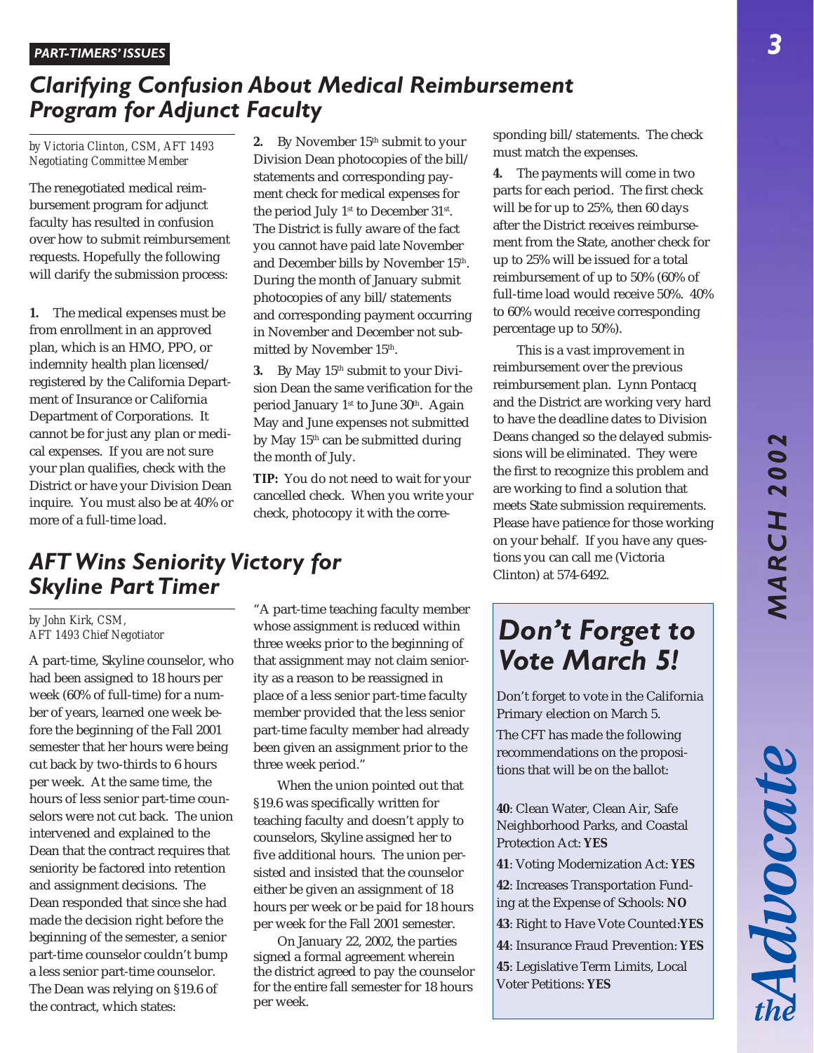*PART-TIMERS' ISSUES*

## *Clarifying Confusion About Medical Reimbursement Program for Adjunct Faculty*

*by Victoria Clinton, CSM, AFT 1493 Negotiating Committee Member*

The renegotiated medical reimbursement program for adjunct faculty has resulted in confusion over how to submit reimbursement requests. Hopefully the following will clarify the submission process:

**1.** The medical expenses must be from enrollment in an approved plan, which is an HMO, PPO, or indemnity health plan licensed/registered by the California Department of Insurance or California Department of Corporations. It cannot be for just any plan or medical expenses. If you are not sure your plan qualifies, check with the District or have your Division Dean inquire. You must also be at 40% or more of a full-time load.

**2.** By November 15th submit to your Division Dean photocopies of the bill/statements and corresponding payment check for medical expenses for the period July 1st to December 31st. The District is fully aware of the fact you cannot have paid late November and December bills by November 15th. During the month of January submit photocopies of any bill/statements and corresponding payment occurring in November and December not submitted by November 15th.

**3.** By May 15th submit to your Division Dean the same verification for the period January 1st to June 30th. Again May and June expenses not submitted by May 15th can be submitted during the month of July.

**TIP:** You do not need to wait for your cancelled check. When you write your check, photocopy it with the corresponding bill/statements. The check must match the expenses.

**4.** The payments will come in two parts for each period. The first check will be for up to 25%, then 60 days after the District receives reimbursement from the State, another check for up to 25% will be issued for a total reimbursement of up to 50% (60% of full-time load would receive 50%. 40% to 60% would receive corresponding percentage up to 50%).

This is a vast improvement in reimbursement over the previous reimbursement plan. Lynn Pontacq and the District are working very hard to have the deadline dates to Division Deans changed so the delayed submissions will be eliminated. They were the first to recognize this problem and are working to find a solution that meets State submission requirements. Please have patience for those working on your behalf. If you have any questions you can call me (Victoria Clinton) at 574-6492.

## *AFT Wins Seniority Victory for Skyline Part Timer*

*by John Kirk, CSM, AFT 1493 Chief Negotiator*

A part-time, Skyline counselor, who had been assigned to 18 hours per week (60% of full-time) for a number of years, learned one week before the beginning of the Fall 2001 semester that her hours were being cut back by two-thirds to 6 hours per week. At the same time, the hours of less senior part-time counselors were not cut back. The union intervened and explained to the Dean that the contract requires that seniority be factored into retention and assignment decisions. The Dean responded that since she had made the decision right before the beginning of the semester, a senior part-time counselor couldn't bump a less senior part-time counselor. The Dean was relying on §19.6 of the contract, which states:

"A part-time teaching faculty member whose assignment is reduced within three weeks prior to the beginning of that assignment may not claim seniority as a reason to be reassigned in place of a less senior part-time faculty member provided that the less senior part-time faculty member had already been given an assignment prior to the three week period."

When the union pointed out that §19.6 was specifically written for teaching faculty and doesn't apply to counselors, Skyline assigned her to five additional hours. The union persisted and insisted that the counselor either be given an assignment of 18 hours per week or be paid for 18 hours per week for the Fall 2001 semester.

On January 22, 2002, the parties signed a formal agreement wherein the district agreed to pay the counselor for the entire fall semester for 18 hours per week.

## *Don't Forget to Vote March 5!*

Don't forget to vote in the California Primary election on March 5.

The CFT has made the following recommendations on the propositions that will be on the ballot:

**40**: Clean Water, Clean Air, Safe Neighborhood Parks, and Coastal Protection Act: **YES**

**41**: Voting Modernization Act: **YES**

**42**: Increases Transportation Funding at the Expense of Schools: **NO**

**43**: Right to Have Vote Counted: **YES**

**44**: Insurance Fraud Prevention: **YES**

**45**: Legislative Term Limits, Local Voter Petitions: **YES**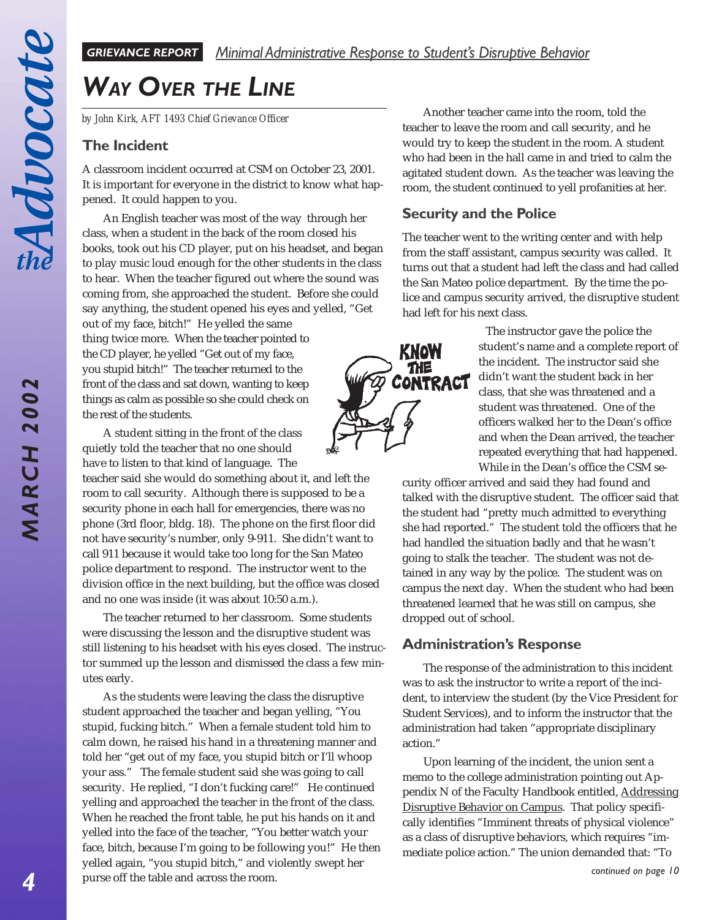**GRIEVANCE REPORT** *Minimal Administrative Response to Student's Disruptive Behavior*

# *WAY OVER THE LINE*

*by John Kirk, AFT 1493 Chief Grievance Officer*

## The Incident

A classroom incident occurred at CSM on October 23, 2001. It is important for everyone in the district to know what happened. It could happen to you.

An English teacher was most of the way through her class, when a student in the back of the room closed his books, took out his CD player, put on his headset, and began to play music loud enough for the other students in the class to hear. When the teacher figured out where the sound was coming from, she approached the student. Before she could say anything, the student opened his eyes and yelled, "Get out of my face, bitch!" He yelled the same thing twice more. When the teacher pointed to the CD player, he yelled "Get out of my face, you stupid bitch!" The teacher returned to the front of the class and sat down, wanting to keep things as calm as possible so she could check on the rest of the students.

A student sitting in the front of the class quietly told the teacher that no one should have to listen to that kind of language. The teacher said she would do something about it, and left the room to call security. Although there is supposed to be a security phone in each hall for emergencies, there was no phone (3rd floor, bldg. 18). The phone on the first floor did not have security's number, only 9-911. She didn't want to call 911 because it would take too long for the San Mateo police department to respond. The instructor went to the division office in the next building, but the office was closed and no one was inside (it was about 10:50 a.m.).

The teacher returned to her classroom. Some students were discussing the lesson and the disruptive student was still listening to his headset with his eyes closed. The instructor summed up the lesson and dismissed the class a few minutes early.

As the students were leaving the class the disruptive student approached the teacher and began yelling, "You stupid, fucking bitch." When a female student told him to calm down, he raised his hand in a threatening manner and told her "get out of my face, you stupid bitch or I'll whoop your ass." The female student said she was going to call security. He replied, "I don't fucking care!" He continued yelling and approached the teacher in the front of the class. When he reached the front table, he put his hands on it and yelled into the face of the teacher, "You better watch your face, bitch, because I'm going to be following you!" He then yelled again, "you stupid bitch," and violently swept her purse off the table and across the room.

Another teacher came into the room, told the teacher to leave the room and call security, and he would try to keep the student in the room. A student who had been in the hall came in and tried to calm the agitated student down. As the teacher was leaving the room, the student continued to yell profanities at her.

## Security and the Police

The teacher went to the writing center and with help from the staff assistant, campus security was called. It turns out that a student had left the class and had called the San Mateo police department. By the time the police and campus security arrived, the disruptive student had left for his next class.

The instructor gave the police the student's name and a complete report of the incident. The instructor said she didn't want the student back in her class, that she was threatened and a student was threatened. One of the officers walked her to the Dean's office and when the Dean arrived, the teacher repeated everything that had happened. While in the Dean's office the CSM security officer arrived and said they had found and talked with the disruptive student. The officer said that the student had "pretty much admitted to everything she had reported." The student told the officers that he had handled the situation badly and that he wasn't going to stalk the teacher. The student was not detained in any way by the police. The student was on campus the next day. When the student who had been threatened learned that he was still on campus, she dropped out of school.

## Administration's Response

The response of the administration to this incident was to ask the instructor to write a report of the incident, to interview the student (by the Vice President for Student Services), and to inform the instructor that the administration had taken "appropriate disciplinary action."

Upon learning of the incident, the union sent a memo to the college administration pointing out Appendix N of the Faculty Handbook entitled, Addressing Disruptive Behavior on Campus. That policy specifically identifies "Imminent threats of physical violence" as a class of disruptive behaviors, which requires "immediate police action." The union demanded that: "To

*continued on page 10*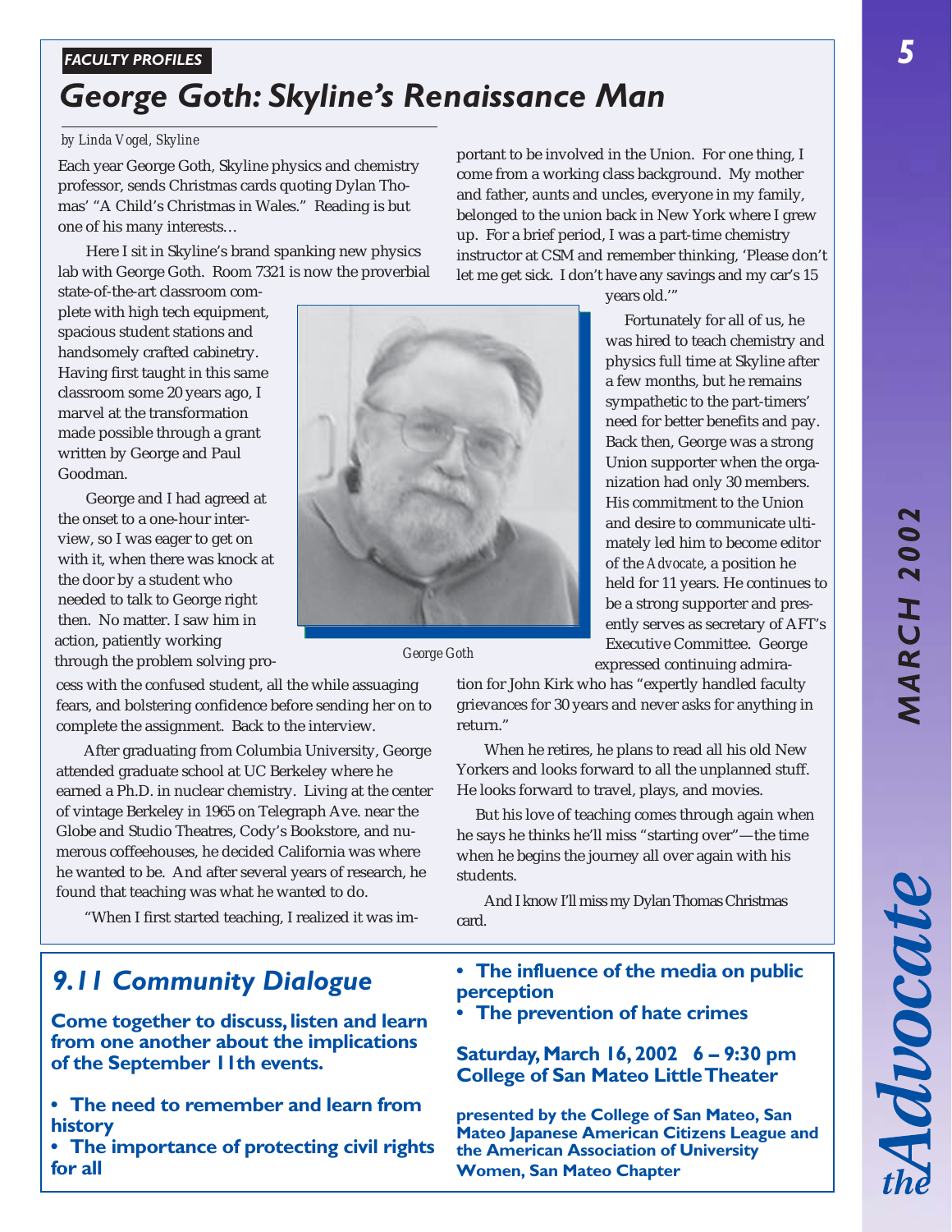*FACULTY PROFILES*

# *George Goth: Skyline's Renaissance Man*

*by Linda Vogel, Skyline*

Each year George Goth, Skyline physics and chemistry professor, sends Christmas cards quoting Dylan Thomas' "A Child's Christmas in Wales." Reading is but one of his many interests…

Here I sit in Skyline's brand spanking new physics lab with George Goth. Room 7321 is now the proverbial state-of-the-art classroom complete with high tech equipment, spacious student stations and handsomely crafted cabinetry. Having first taught in this same classroom some 20 years ago, I marvel at the transformation made possible through a grant written by George and Paul Goodman.

George and I had agreed at the onset to a one-hour interview, so I was eager to get on with it, when there was knock at the door by a student who needed to talk to George right then. No matter. I saw him in action, patiently working through the problem solving process with the confused student, all the while assuaging fears, and bolstering confidence before sending her on to complete the assignment. Back to the interview.

George Goth

After graduating from Columbia University, George attended graduate school at UC Berkeley where he earned a Ph.D. in nuclear chemistry. Living at the center of vintage Berkeley in 1965 on Telegraph Ave. near the Globe and Studio Theatres, Cody's Bookstore, and numerous coffeehouses, he decided California was where he wanted to be. And after several years of research, he found that teaching was what he wanted to do.

"When I first started teaching, I realized it was important to be involved in the Union. For one thing, I come from a working class background. My mother and father, aunts and uncles, everyone in my family, belonged to the union back in New York where I grew up. For a brief period, I was a part-time chemistry instructor at CSM and remember thinking, 'Please don't let me get sick. I don't have any savings and my car's 15 years old.'"

Fortunately for all of us, he was hired to teach chemistry and physics full time at Skyline after a few months, but he remains sympathetic to the part-timers' need for better benefits and pay. Back then, George was a strong Union supporter when the organization had only 30 members. His commitment to the Union and desire to communicate ultimately led him to become editor of the *Advocate*, a position he held for 11 years. He continues to be a strong supporter and presently serves as secretary of AFT's Executive Committee. George expressed continuing admiration for John Kirk who has "expertly handled faculty grievances for 30 years and never asks for anything in return."

When he retires, he plans to read all his old New Yorkers and looks forward to all the unplanned stuff. He looks forward to travel, plays, and movies.

But his love of teaching comes through again when he says he thinks he'll miss "starting over"—the time when he begins the journey all over again with his students.

And I know I'll miss my Dylan Thomas Christmas card.

## *9.11 Community Dialogue*

**Come together to discuss, listen and learn from one another about the implications of the September 11th events.**

- **The need to remember and learn from history**
- **The importance of protecting civil rights for all**
- **The influence of the media on public perception**
- **The prevention of hate crimes**

**Saturday, March 16, 2002 6 – 9:30 pm**
**College of San Mateo Little Theater**

**presented by the College of San Mateo, San Mateo Japanese American Citizens League and the American Association of University Women, San Mateo Chapter**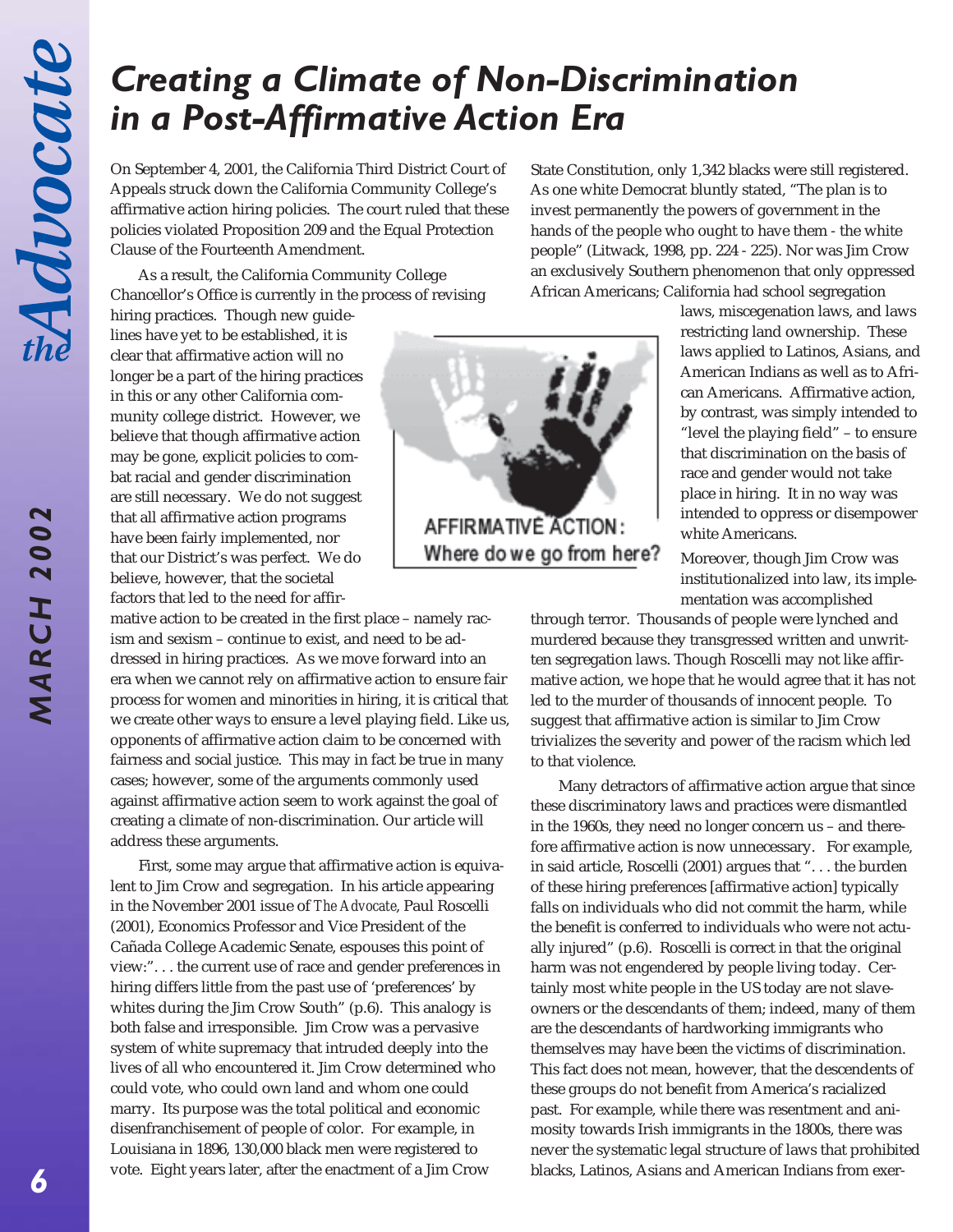# Creating a Climate of Non-Discrimination in a Post-Affirmative Action Era

On September 4, 2001, the California Third District Court of Appeals struck down the California Community College's affirmative action hiring policies. The court ruled that these policies violated Proposition 209 and the Equal Protection Clause of the Fourteenth Amendment.

As a result, the California Community College Chancellor's Office is currently in the process of revising hiring practices. Though new guidelines have yet to be established, it is clear that affirmative action will no longer be a part of the hiring practices in this or any other California community college district. However, we believe that though affirmative action may be gone, explicit policies to combat racial and gender discrimination are still necessary. We do not suggest that all affirmative action programs have been fairly implemented, nor that our District's was perfect. We do believe, however, that the societal factors that led to the need for affirmative action to be created in the first place – namely racism and sexism – continue to exist, and need to be addressed in hiring practices. As we move forward into an era when we cannot rely on affirmative action to ensure fair process for women and minorities in hiring, it is critical that we create other ways to ensure a level playing field. Like us, opponents of affirmative action claim to be concerned with fairness and social justice. This may in fact be true in many cases; however, some of the arguments commonly used against affirmative action seem to work against the goal of creating a climate of non-discrimination. Our article will address these arguments.

First, some may argue that affirmative action is equivalent to Jim Crow and segregation. In his article appearing in the November 2001 issue of *The Advocate*, Paul Roscelli (2001), Economics Professor and Vice President of the Cañada College Academic Senate, espouses this point of view:". . . the current use of race and gender preferences in hiring differs little from the past use of 'preferences' by whites during the Jim Crow South" (p.6). This analogy is both false and irresponsible. Jim Crow was a pervasive system of white supremacy that intruded deeply into the lives of all who encountered it. Jim Crow determined who could vote, who could own land and whom one could marry. Its purpose was the total political and economic disenfranchisement of people of color. For example, in Louisiana in 1896, 130,000 black men were registered to vote. Eight years later, after the enactment of a Jim Crow State Constitution, only 1,342 blacks were still registered. As one white Democrat bluntly stated, "The plan is to invest permanently the powers of government in the hands of the people who ought to have them - the white people" (Litwack, 1998, pp. 224 - 225). Nor was Jim Crow an exclusively Southern phenomenon that only oppressed African Americans; California had school segregation laws, miscegenation laws, and laws restricting land ownership. These laws applied to Latinos, Asians, and American Indians as well as to African Americans. Affirmative action, by contrast, was simply intended to "level the playing field" – to ensure that discrimination on the basis of race and gender would not take place in hiring. It in no way was intended to oppress or disempower white Americans.

AFFIRMATIVE ACTION: Where do we go from here?

Moreover, though Jim Crow was institutionalized into law, its implementation was accomplished through terror. Thousands of people were lynched and murdered because they transgressed written and unwritten segregation laws. Though Roscelli may not like affirmative action, we hope that he would agree that it has not led to the murder of thousands of innocent people. To suggest that affirmative action is similar to Jim Crow trivializes the severity and power of the racism which led to that violence.

Many detractors of affirmative action argue that since these discriminatory laws and practices were dismantled in the 1960s, they need no longer concern us – and therefore affirmative action is now unnecessary. For example, in said article, Roscelli (2001) argues that ". . . the burden of these hiring preferences [affirmative action] typically falls on individuals who did not commit the harm, while the benefit is conferred to individuals who were not actually injured" (p.6). Roscelli is correct in that the original harm was not engendered by people living today. Certainly most white people in the US today are not slave-owners or the descendants of them; indeed, many of them are the descendants of hardworking immigrants who themselves may have been the victims of discrimination. This fact does not mean, however, that the descendents of these groups do not benefit from America's racialized past. For example, while there was resentment and animosity towards Irish immigrants in the 1800s, there was never the systematic legal structure of laws that prohibited blacks, Latinos, Asians and American Indians from exer-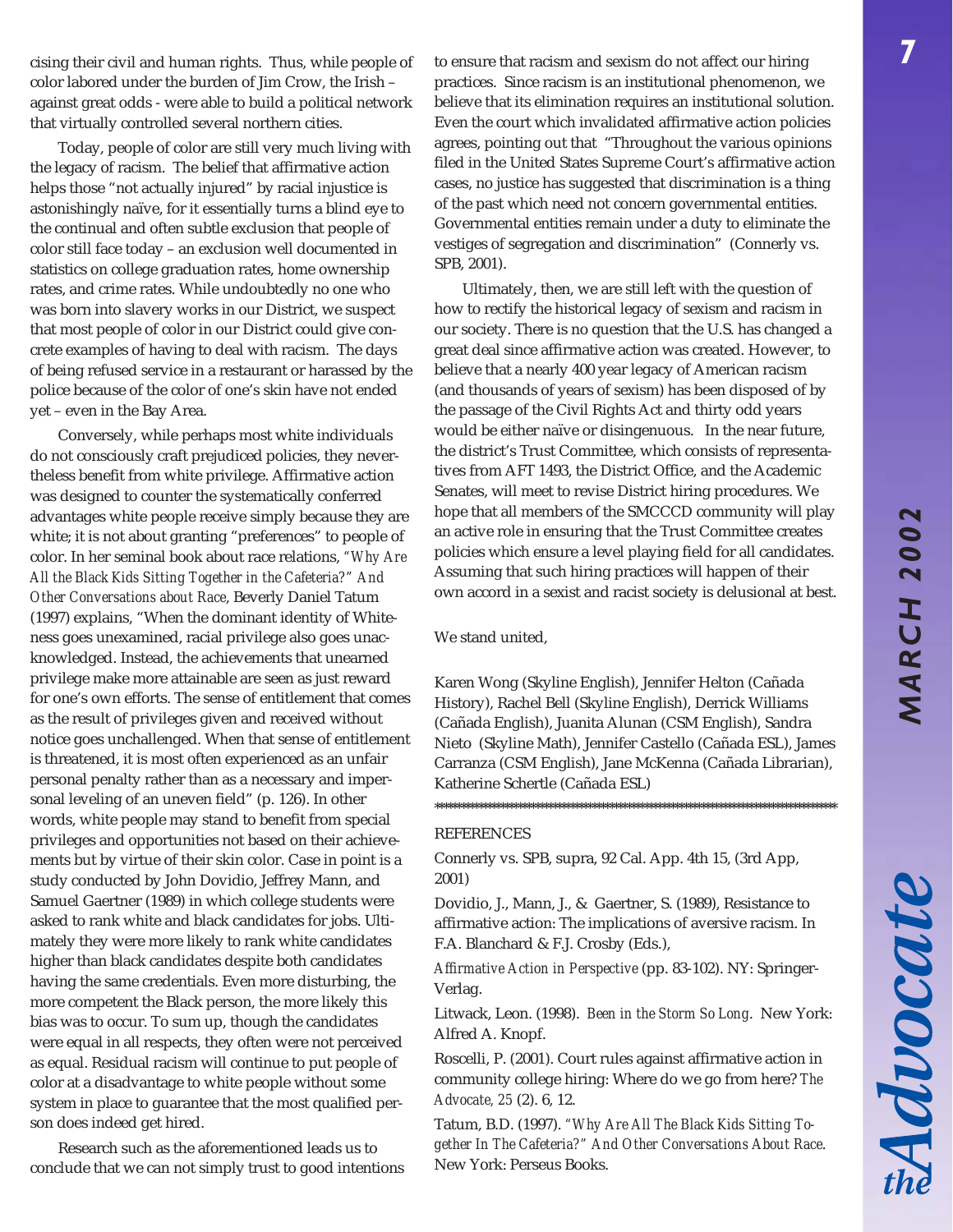cising their civil and human rights. Thus, while people of color labored under the burden of Jim Crow, the Irish – against great odds - were able to build a political network that virtually controlled several northern cities.

Today, people of color are still very much living with the legacy of racism. The belief that affirmative action helps those "not actually injured" by racial injustice is astonishingly naïve, for it essentially turns a blind eye to the continual and often subtle exclusion that people of color still face today – an exclusion well documented in statistics on college graduation rates, home ownership rates, and crime rates. While undoubtedly no one who was born into slavery works in our District, we suspect that most people of color in our District could give concrete examples of having to deal with racism. The days of being refused service in a restaurant or harassed by the police because of the color of one's skin have not ended yet – even in the Bay Area.

Conversely, while perhaps most white individuals do not consciously craft prejudiced policies, they nevertheless benefit from white privilege. Affirmative action was designed to counter the systematically conferred advantages white people receive simply because they are white; it is not about granting "preferences" to people of color. In her seminal book about race relations, *"Why Are All the Black Kids Sitting Together in the Cafeteria?" And Other Conversations about Race*, Beverly Daniel Tatum (1997) explains, "When the dominant identity of Whiteness goes unexamined, racial privilege also goes unacknowledged. Instead, the achievements that unearned privilege make more attainable are seen as just reward for one's own efforts. The sense of entitlement that comes as the result of privileges given and received without notice goes unchallenged. When that sense of entitlement is threatened, it is most often experienced as an unfair personal penalty rather than as a necessary and impersonal leveling of an uneven field" (p. 126). In other words, white people may stand to benefit from special privileges and opportunities not based on their achievements but by virtue of their skin color. Case in point is a study conducted by John Dovidio, Jeffrey Mann, and Samuel Gaertner (1989) in which college students were asked to rank white and black candidates for jobs. Ultimately they were more likely to rank white candidates higher than black candidates despite both candidates having the same credentials. Even more disturbing, the more competent the Black person, the more likely this bias was to occur. To sum up, though the candidates were equal in all respects, they often were not perceived as equal. Residual racism will continue to put people of color at a disadvantage to white people without some system in place to guarantee that the most qualified person does indeed get hired.

Research such as the aforementioned leads us to conclude that we can not simply trust to good intentions to ensure that racism and sexism do not affect our hiring practices. Since racism is an institutional phenomenon, we believe that its elimination requires an institutional solution. Even the court which invalidated affirmative action policies agrees, pointing out that "Throughout the various opinions filed in the United States Supreme Court's affirmative action cases, no justice has suggested that discrimination is a thing of the past which need not concern governmental entities. Governmental entities remain under a duty to eliminate the vestiges of segregation and discrimination" (Connerly vs. SPB, 2001).

Ultimately, then, we are still left with the question of how to rectify the historical legacy of sexism and racism in our society. There is no question that the U.S. has changed a great deal since affirmative action was created. However, to believe that a nearly 400 year legacy of American racism (and thousands of years of sexism) has been disposed of by the passage of the Civil Rights Act and thirty odd years would be either naïve or disingenuous. In the near future, the district's Trust Committee, which consists of representatives from AFT 1493, the District Office, and the Academic Senates, will meet to revise District hiring procedures. We hope that all members of the SMCCCD community will play an active role in ensuring that the Trust Committee creates policies which ensure a level playing field for all candidates. Assuming that such hiring practices will happen of their own accord in a sexist and racist society is delusional at best.

We stand united,

Karen Wong (Skyline English), Jennifer Helton (Cañada History), Rachel Bell (Skyline English), Derrick Williams (Cañada English), Juanita Alunan (CSM English), Sandra Nieto (Skyline Math), Jennifer Castello (Cañada ESL), James Carranza (CSM English), Jane McKenna (Cañada Librarian), Katherine Schertle (Cañada ESL)

REFERENCES

Connerly vs. SPB, supra, 92 Cal. App. 4th 15, (3rd App, 2001)

Dovidio, J., Mann, J., & Gaertner, S. (1989), Resistance to affirmative action: The implications of aversive racism. In F.A. Blanchard & F.J. Crosby (Eds.), *Affirmative Action in Perspective* (pp. 83-102). NY: Springer-Verlag.

Litwack, Leon. (1998). *Been in the Storm So Long*. New York: Alfred A. Knopf.

Roscelli, P. (2001). Court rules against affirmative action in community college hiring: Where do we go from here? *The Advocate, 25* (2). 6, 12.

Tatum, B.D. (1997). *"Why Are All The Black Kids Sitting Together In The Cafeteria?" And Other Conversations About Race*. New York: Perseus Books.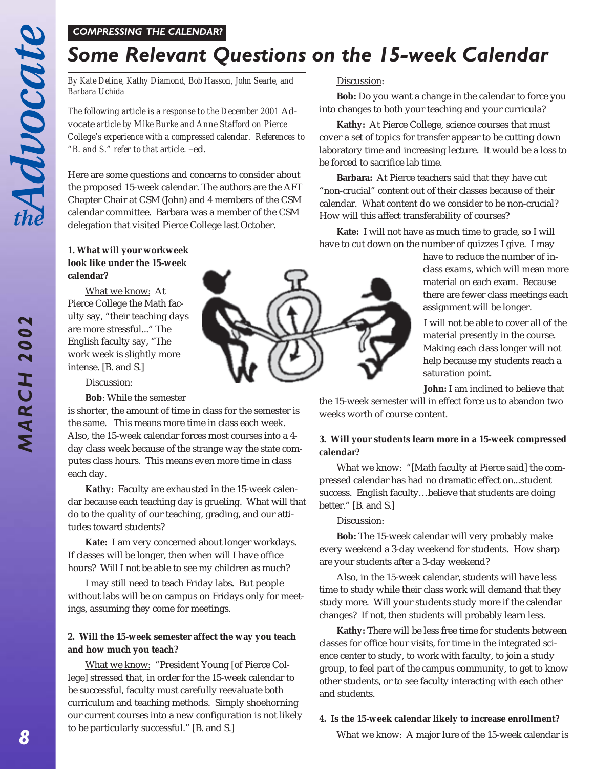*COMPRESSING THE CALENDAR?*

# *Some Relevant Questions on the 15-week Calendar*

*By Kate Deline, Kathy Diamond, Bob Hasson, John Searle, and Barbara Uchida*

*The following article is a response to the December 2001* Advocate *article by Mike Burke and Anne Stafford on Pierce College's experience with a compressed calendar. References to "B. and S." refer to that article.* –ed.

Here are some questions and concerns to consider about the proposed 15-week calendar. The authors are the AFT Chapter Chair at CSM (John) and 4 members of the CSM calendar committee. Barbara was a member of the CSM delegation that visited Pierce College last October.

**1. What will your workweek look like under the 15-week calendar?**

What we know: At Pierce College the Math faculty say, "their teaching days are more stressful..." The English faculty say, "The work week is slightly more intense. [B. and S.]

Discussion:

**Bob**: While the semester is shorter, the amount of time in class for the semester is the same. This means more time in class each week. Also, the 15-week calendar forces most courses into a 4-day class week because of the strange way the state computes class hours. This means even more time in class each day.

**Kathy:** Faculty are exhausted in the 15-week calendar because each teaching day is grueling. What will that do to the quality of our teaching, grading, and our attitudes toward students?

**Kate:** I am very concerned about longer workdays. If classes will be longer, then when will I have office hours? Will I not be able to see my children as much?

I may still need to teach Friday labs. But people without labs will be on campus on Fridays only for meetings, assuming they come for meetings.

**2. Will the 15-week semester affect the way you teach and how much you teach?**

What we know: "President Young [of Pierce College] stressed that, in order for the 15-week calendar to be successful, faculty must carefully reevaluate both curriculum and teaching methods. Simply shoehorning our current courses into a new configuration is not likely to be particularly successful." [B. and S.]

Discussion:

**Bob:** Do you want a change in the calendar to force you into changes to both your teaching and your curricula?

**Kathy:** At Pierce College, science courses that must cover a set of topics for transfer appear to be cutting down laboratory time and increasing lecture. It would be a loss to be forced to sacrifice lab time.

**Barbara:** At Pierce teachers said that they have cut "non-crucial" content out of their classes because of their calendar. What content do we consider to be non-crucial? How will this affect transferability of courses?

**Kate:** I will not have as much time to grade, so I will have to cut down on the number of quizzes I give. I may have to reduce the number of in-class exams, which will mean more material on each exam. Because there are fewer class meetings each assignment will be longer.

I will not be able to cover all of the material presently in the course. Making each class longer will not help because my students reach a saturation point.

**John:** I am inclined to believe that the 15-week semester will in effect force us to abandon two weeks worth of course content.

**3. Will your students learn more in a 15-week compressed calendar?**

What we know: "[Math faculty at Pierce said] the compressed calendar has had no dramatic effect on...student success. English faculty…believe that students are doing better." [B. and S.]

Discussion:

**Bob:** The 15-week calendar will very probably make every weekend a 3-day weekend for students. How sharp are your students after a 3-day weekend?

Also, in the 15-week calendar, students will have less time to study while their class work will demand that they study more. Will your students study more if the calendar changes? If not, then students will probably learn less.

**Kathy:** There will be less free time for students between classes for office hour visits, for time in the integrated science center to study, to work with faculty, to join a study group, to feel part of the campus community, to get to know other students, or to see faculty interacting with each other and students.

**4. Is the 15-week calendar likely to increase enrollment?**

What we know: A major lure of the 15-week calendar is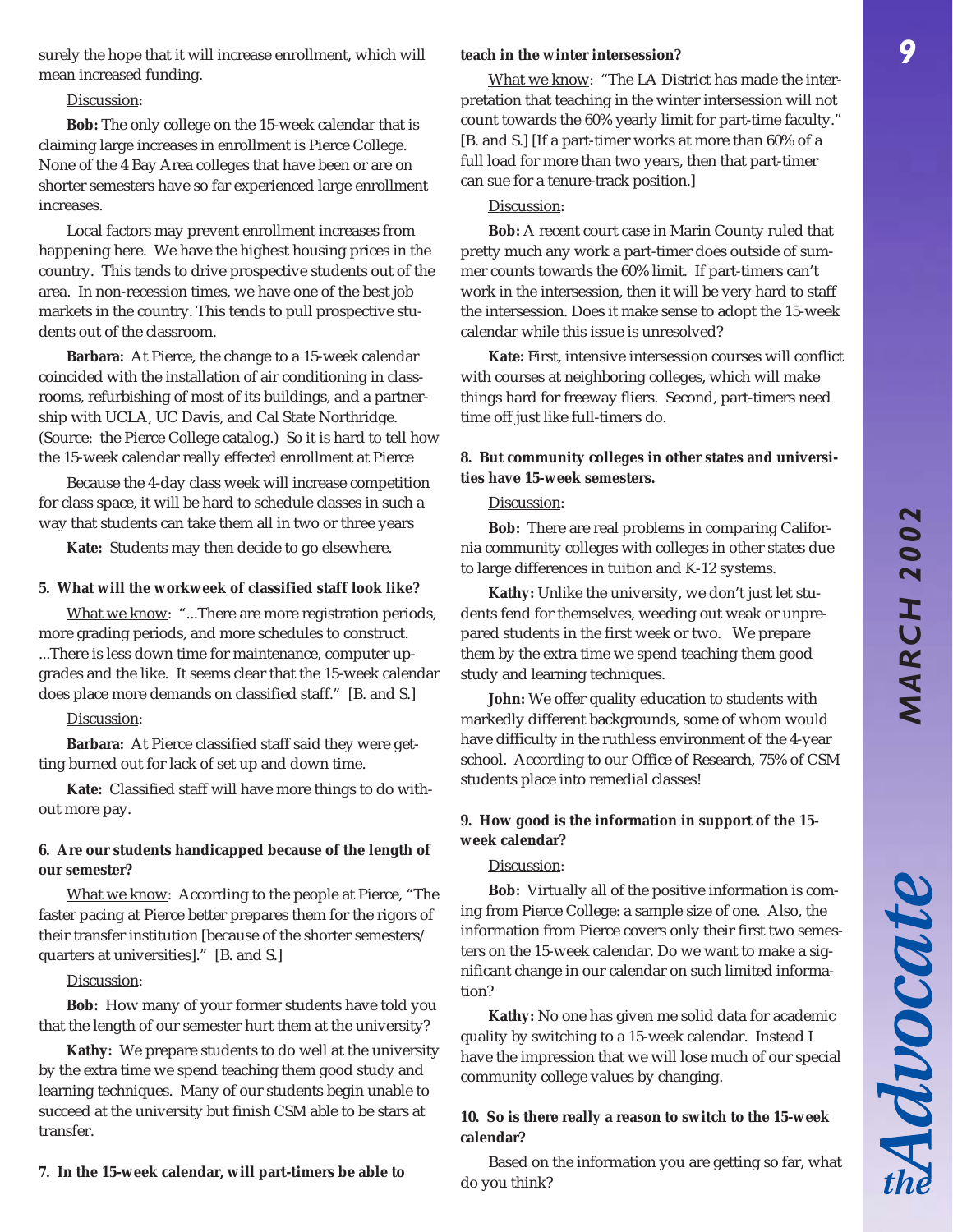surely the hope that it will increase enrollment, which will mean increased funding.

Discussion:

**Bob:** The only college on the 15-week calendar that is claiming large increases in enrollment is Pierce College. None of the 4 Bay Area colleges that have been or are on shorter semesters have so far experienced large enrollment increases.

Local factors may prevent enrollment increases from happening here. We have the highest housing prices in the country. This tends to drive prospective students out of the area. In non-recession times, we have one of the best job markets in the country. This tends to pull prospective students out of the classroom.

**Barbara:** At Pierce, the change to a 15-week calendar coincided with the installation of air conditioning in classrooms, refurbishing of most of its buildings, and a partnership with UCLA, UC Davis, and Cal State Northridge. (Source: the Pierce College catalog.) So it is hard to tell how the 15-week calendar really effected enrollment at Pierce

Because the 4-day class week will increase competition for class space, it will be hard to schedule classes in such a way that students can take them all in two or three years

**Kate:** Students may then decide to go elsewhere.

**5. What will the workweek of classified staff look like?**

What we know: "...There are more registration periods, more grading periods, and more schedules to construct. ...There is less down time for maintenance, computer upgrades and the like. It seems clear that the 15-week calendar does place more demands on classified staff." [B. and S.]

Discussion:

**Barbara:** At Pierce classified staff said they were getting burned out for lack of set up and down time.

**Kate:** Classified staff will have more things to do without more pay.

**6. Are our students handicapped because of the length of our semester?**

What we know: According to the people at Pierce, "The faster pacing at Pierce better prepares them for the rigors of their transfer institution [because of the shorter semesters/quarters at universities]." [B. and S.]

Discussion:

**Bob:** How many of your former students have told you that the length of our semester hurt them at the university?

**Kathy:** We prepare students to do well at the university by the extra time we spend teaching them good study and learning techniques. Many of our students begin unable to succeed at the university but finish CSM able to be stars at transfer.

**7. In the 15-week calendar, will part-timers be able to teach in the winter intersession?**

What we know: "The LA District has made the interpretation that teaching in the winter intersession will not count towards the 60% yearly limit for part-time faculty." [B. and S.] [If a part-timer works at more than 60% of a full load for more than two years, then that part-timer can sue for a tenure-track position.]

Discussion:

**Bob:** A recent court case in Marin County ruled that pretty much any work a part-timer does outside of summer counts towards the 60% limit. If part-timers can't work in the intersession, then it will be very hard to staff the intersession. Does it make sense to adopt the 15-week calendar while this issue is unresolved?

**Kate:** First, intensive intersession courses will conflict with courses at neighboring colleges, which will make things hard for freeway fliers. Second, part-timers need time off just like full-timers do.

**8. But community colleges in other states and universities have 15-week semesters.**

Discussion:

**Bob:** There are real problems in comparing California community colleges with colleges in other states due to large differences in tuition and K-12 systems.

**Kathy:** Unlike the university, we don't just let students fend for themselves, weeding out weak or unprepared students in the first week or two. We prepare them by the extra time we spend teaching them good study and learning techniques.

**John:** We offer quality education to students with markedly different backgrounds, some of whom would have difficulty in the ruthless environment of the 4-year school. According to our Office of Research, 75% of CSM students place into remedial classes!

**9. How good is the information in support of the 15-week calendar?**

Discussion:

**Bob:** Virtually all of the positive information is coming from Pierce College: a sample size of one. Also, the information from Pierce covers only their first two semesters on the 15-week calendar. Do we want to make a significant change in our calendar on such limited information?

**Kathy:** No one has given me solid data for academic quality by switching to a 15-week calendar. Instead I have the impression that we will lose much of our special community college values by changing.

**10. So is there really a reason to switch to the 15-week calendar?**

Based on the information you are getting so far, what do you think?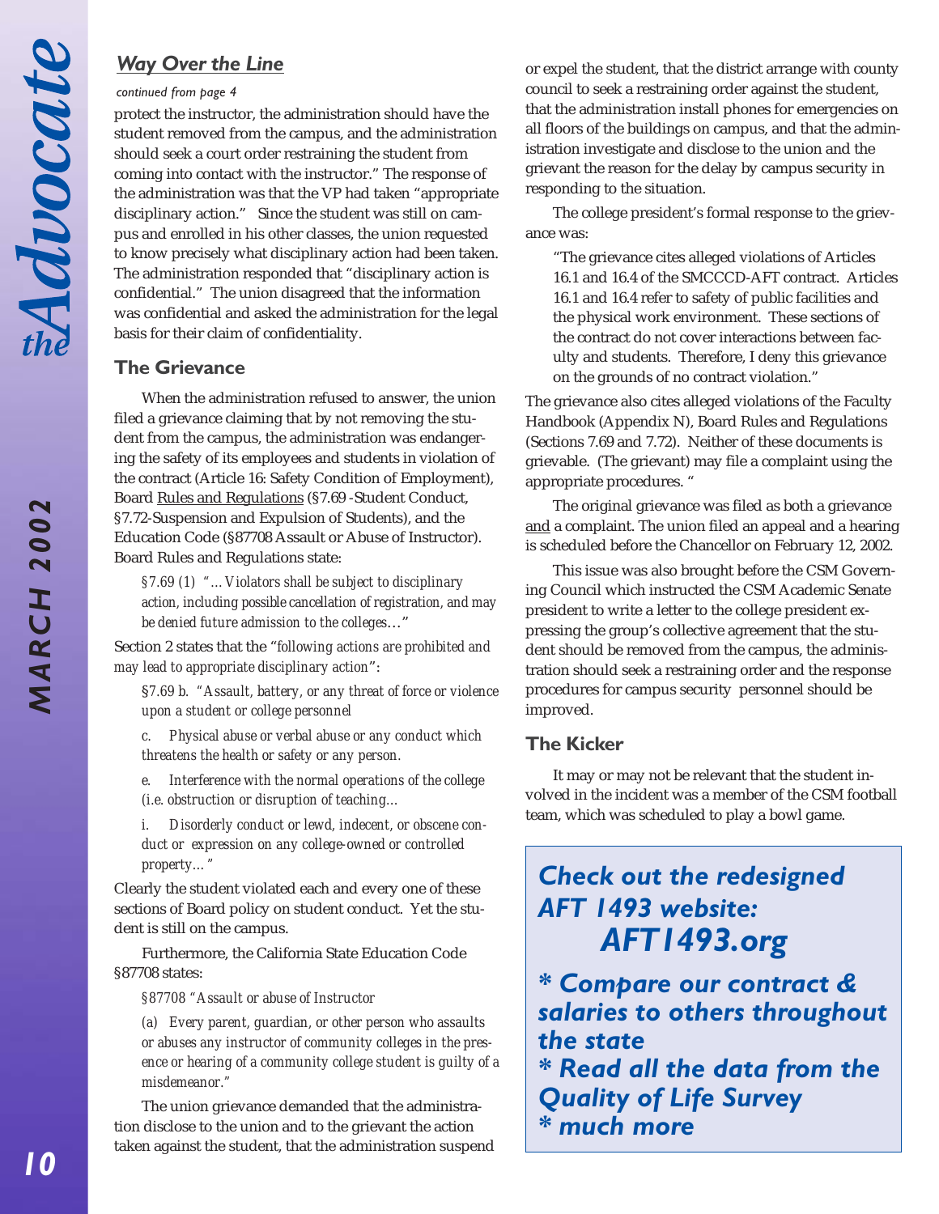## *Way Over the Line*

*continued from page 4*

protect the instructor, the administration should have the student removed from the campus, and the administration should seek a court order restraining the student from coming into contact with the instructor." The response of the administration was that the VP had taken "appropriate disciplinary action." Since the student was still on campus and enrolled in his other classes, the union requested to know precisely what disciplinary action had been taken. The administration responded that "disciplinary action is confidential." The union disagreed that the information was confidential and asked the administration for the legal basis for their claim of confidentiality.

### The Grievance

When the administration refused to answer, the union filed a grievance claiming that by not removing the student from the campus, the administration was endangering the safety of its employees and students in violation of the contract (Article 16: Safety Condition of Employment), Board Rules and Regulations (§7.69 -Student Conduct, §7.72-Suspension and Expulsion of Students), and the Education Code (§87708 Assault or Abuse of Instructor). Board Rules and Regulations state:

> *§7.69 (1) "…Violators shall be subject to disciplinary action, including possible cancellation of registration, and may be denied future admission to the colleges…"*

Section 2 states that the "*following actions are prohibited and may lead to appropriate disciplinary action*":

> *§7.69 b. "Assault, battery, or any threat of force or violence upon a student or college personnel*
>
> *c. Physical abuse or verbal abuse or any conduct which threatens the health or safety or any person.*
>
> *e. Interference with the normal operations of the college (i.e. obstruction or disruption of teaching…*
>
> *i. Disorderly conduct or lewd, indecent, or obscene conduct or expression on any college-owned or controlled property…"*

Clearly the student violated each and every one of these sections of Board policy on student conduct. Yet the student is still on the campus.

Furthermore, the California State Education Code §87708 states:

> *§87708 "Assault or abuse of Instructor*
>
> *(a) Every parent, guardian, or other person who assaults or abuses any instructor of community colleges in the presence or hearing of a community college student is guilty of a misdemeanor."*

The union grievance demanded that the administration disclose to the union and to the grievant the action taken against the student, that the administration suspend or expel the student, that the district arrange with county council to seek a restraining order against the student, that the administration install phones for emergencies on all floors of the buildings on campus, and that the administration investigate and disclose to the union and the grievant the reason for the delay by campus security in responding to the situation.

The college president's formal response to the grievance was:

> "The grievance cites alleged violations of Articles 16.1 and 16.4 of the SMCCCD-AFT contract. Articles 16.1 and 16.4 refer to safety of public facilities and the physical work environment. These sections of the contract do not cover interactions between faculty and students. Therefore, I deny this grievance on the grounds of no contract violation."

The grievance also cites alleged violations of the Faculty Handbook (Appendix N), Board Rules and Regulations (Sections 7.69 and 7.72). Neither of these documents is grievable. (The grievant) may file a complaint using the appropriate procedures. "

The original grievance was filed as both a grievance and a complaint. The union filed an appeal and a hearing is scheduled before the Chancellor on February 12, 2002.

This issue was also brought before the CSM Governing Council which instructed the CSM Academic Senate president to write a letter to the college president expressing the group's collective agreement that the student should be removed from the campus, the administration should seek a restraining order and the response procedures for campus security personnel should be improved.

### The Kicker

It may or may not be relevant that the student involved in the incident was a member of the CSM football team, which was scheduled to play a bowl game.

---

***Check out the redesigned AFT 1493 website:***
***AFT1493.org***

***\* Compare our contract & salaries to others throughout the state***
***\* Read all the data from the Quality of Life Survey***
***\* much more***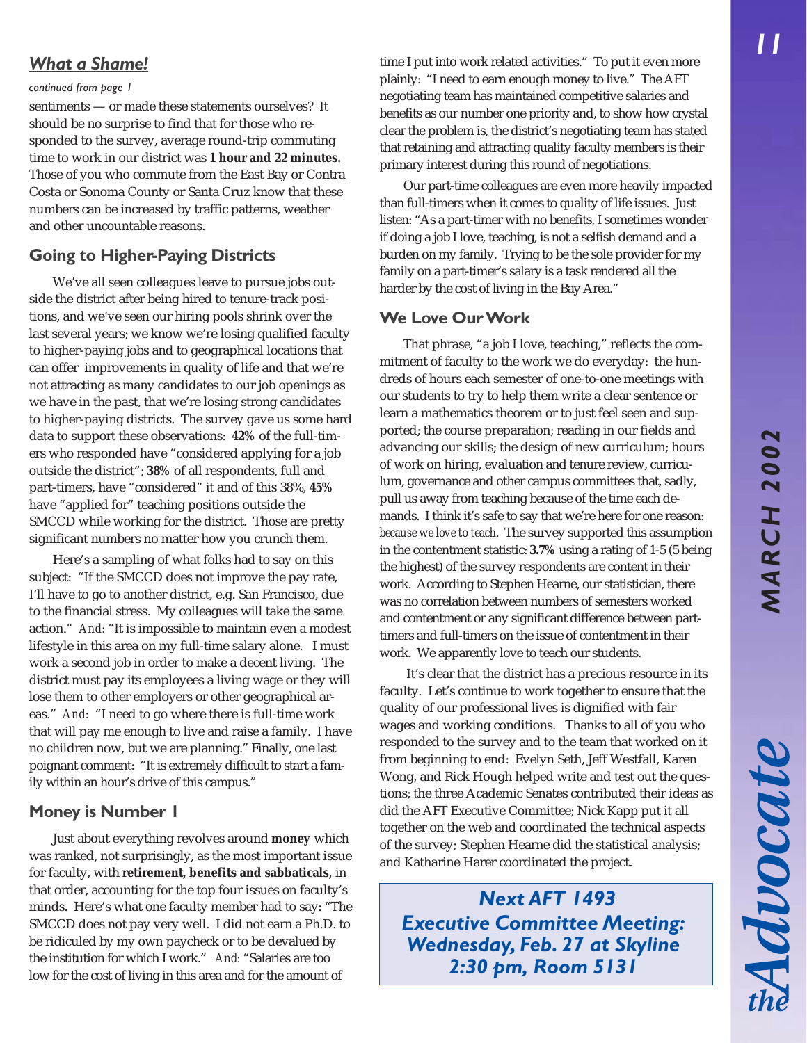## *What a Shame!*

*continued from page 1*

sentiments — or made these statements ourselves? It should be no surprise to find that for those who responded to the survey, average round-trip commuting time to work in our district was **1 hour and 22 minutes.** Those of you who commute from the East Bay or Contra Costa or Sonoma County or Santa Cruz know that these numbers can be increased by traffic patterns, weather and other uncountable reasons.

### Going to Higher-Paying Districts

We've all seen colleagues leave to pursue jobs outside the district after being hired to tenure-track positions, and we've seen our hiring pools shrink over the last several years; we know we're losing qualified faculty to higher-paying jobs and to geographical locations that can offer improvements in quality of life and that we're not attracting as many candidates to our job openings as we have in the past, that we're losing strong candidates to higher-paying districts. The survey gave us some hard data to support these observations: **42%** of the full-timers who responded have "considered applying for a job outside the district"; **38%** of all respondents, full and part-timers, have "considered" it and of this 38%, **45%** have "applied for" teaching positions outside the SMCCD while working for the district. Those are pretty significant numbers no matter how you crunch them.

Here's a sampling of what folks had to say on this subject: "If the SMCCD does not improve the pay rate, I'll have to go to another district, e.g. San Francisco, due to the financial stress. My colleagues will take the same action." *And*: "It is impossible to maintain even a modest lifestyle in this area on my full-time salary alone. I must work a second job in order to make a decent living. The district must pay its employees a living wage or they will lose them to other employers or other geographical areas." *And*: "I need to go where there is full-time work that will pay me enough to live and raise a family. I have no children now, but we are planning." Finally, one last poignant comment: "It is extremely difficult to start a family within an hour's drive of this campus."

### Money is Number 1

Just about everything revolves around **money** which was ranked, not surprisingly, as the most important issue for faculty, with **retirement, benefits and sabbaticals,** in that order, accounting for the top four issues on faculty's minds. Here's what one faculty member had to say: "The SMCCD does not pay very well. I did not earn a Ph.D. to be ridiculed by my own paycheck or to be devalued by the institution for which I work." *And:* "Salaries are too low for the cost of living in this area and for the amount of time I put into work related activities." To put it even more plainly: "I need to earn enough money to live." The AFT negotiating team has maintained competitive salaries and benefits as our number one priority and, to show how crystal clear the problem is, the district's negotiating team has stated that retaining and attracting quality faculty members is their primary interest during this round of negotiations.

Our part-time colleagues are even more heavily impacted than full-timers when it comes to quality of life issues. Just listen: "As a part-timer with no benefits, I sometimes wonder if doing a job I love, teaching, is not a selfish demand and a burden on my family. Trying to be the sole provider for my family on a part-timer's salary is a task rendered all the harder by the cost of living in the Bay Area."

### We Love Our Work

That phrase, "a job I love, teaching," reflects the commitment of faculty to the work we do everyday: the hundreds of hours each semester of one-to-one meetings with our students to try to help them write a clear sentence or learn a mathematics theorem or to just feel seen and supported; the course preparation; reading in our fields and advancing our skills; the design of new curriculum; hours of work on hiring, evaluation and tenure review, curriculum, governance and other campus committees that, sadly, pull us away from teaching because of the time each demands. I think it's safe to say that we're here for one reason: *because we love to teach*. The survey supported this assumption in the contentment statistic: **3.7%** using a rating of 1-5 (5 being the highest) of the survey respondents are content in their work. According to Stephen Hearne, our statistician, there was no correlation between numbers of semesters worked and contentment or any significant difference between part-timers and full-timers on the issue of contentment in their work. We apparently love to teach our students.

It's clear that the district has a precious resource in its faculty. Let's continue to work together to ensure that the quality of our professional lives is dignified with fair wages and working conditions. Thanks to all of you who responded to the survey and to the team that worked on it from beginning to end: Evelyn Seth, Jeff Westfall, Karen Wong, and Rick Hough helped write and test out the questions; the three Academic Senates contributed their ideas as did the AFT Executive Committee; Nick Kapp put it all together on the web and coordinated the technical aspects of the survey; Stephen Hearne did the statistical analysis; and Katharine Harer coordinated the project.

***Next AFT 1493***
***Executive Committee Meeting:***
***Wednesday, Feb. 27 at Skyline***
***2:30 pm, Room 5131***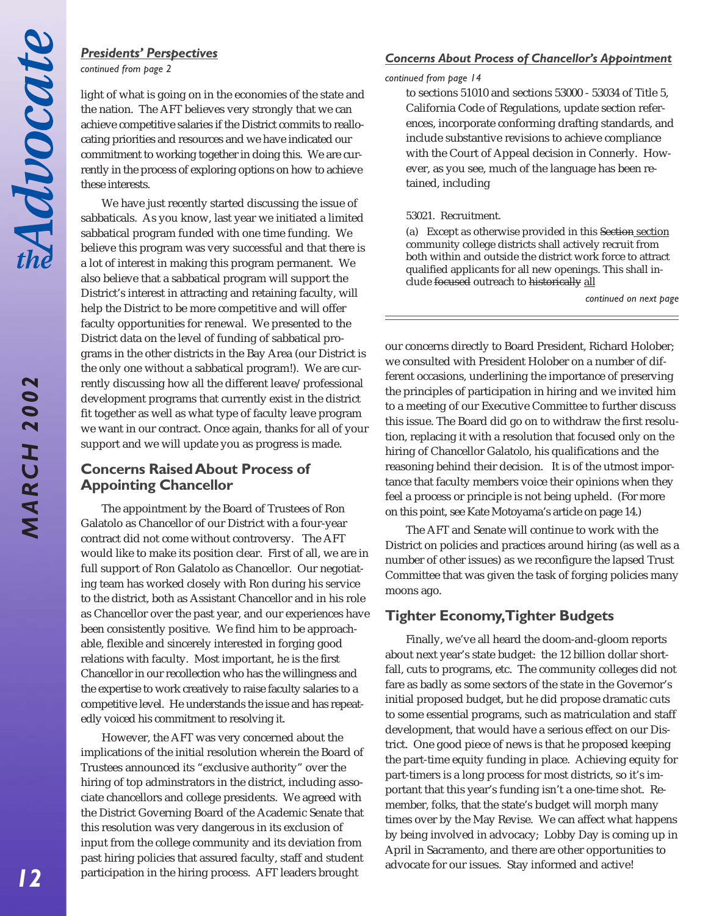### *Presidents' Perspectives*

*continued from page 2*

light of what is going on in the economies of the state and the nation. The AFT believes very strongly that we can achieve competitive salaries if the District commits to reallocating priorities and resources and we have indicated our commitment to working together in doing this. We are currently in the process of exploring options on how to achieve these interests.

We have just recently started discussing the issue of sabbaticals. As you know, last year we initiated a limited sabbatical program funded with one time funding. We believe this program was very successful and that there is a lot of interest in making this program permanent. We also believe that a sabbatical program will support the District's interest in attracting and retaining faculty, will help the District to be more competitive and will offer faculty opportunities for renewal. We presented to the District data on the level of funding of sabbatical programs in the other districts in the Bay Area (our District is the only one without a sabbatical program!). We are currently discussing how all the different leave/professional development programs that currently exist in the district fit together as well as what type of faculty leave program we want in our contract. Once again, thanks for all of your support and we will update you as progress is made.

## Concerns Raised About Process of Appointing Chancellor

The appointment by the Board of Trustees of Ron Galatolo as Chancellor of our District with a four-year contract did not come without controversy. The AFT would like to make its position clear. First of all, we are in full support of Ron Galatolo as Chancellor. Our negotiating team has worked closely with Ron during his service to the district, both as Assistant Chancellor and in his role as Chancellor over the past year, and our experiences have been consistently positive. We find him to be approachable, flexible and sincerely interested in forging good relations with faculty. Most important, he is the first Chancellor in our recollection who has the willingness and the expertise to work creatively to raise faculty salaries to a competitive level. He understands the issue and has repeatedly voiced his commitment to resolving it.

However, the AFT was very concerned about the implications of the initial resolution wherein the Board of Trustees announced its "exclusive authority" over the hiring of top adminstrators in the district, including associate chancellors and college presidents. We agreed with the District Governing Board of the Academic Senate that this resolution was very dangerous in its exclusion of input from the college community and its deviation from past hiring policies that assured faculty, staff and student participation in the hiring process. AFT leaders brought our concerns directly to Board President, Richard Holober; we consulted with President Holober on a number of different occasions, underlining the importance of preserving the principles of participation in hiring and we invited him to a meeting of our Executive Committee to further discuss this issue. The Board did go on to withdraw the first resolution, replacing it with a resolution that focused only on the hiring of Chancellor Galatolo, his qualifications and the reasoning behind their decision. It is of the utmost importance that faculty members voice their opinions when they feel a process or principle is not being upheld. (For more on this point, see Kate Motoyama's article on page 14.)

The AFT and Senate will continue to work with the District on policies and practices around hiring (as well as a number of other issues) as we reconfigure the lapsed Trust Committee that was given the task of forging policies many moons ago.

## Tighter Economy, Tighter Budgets

Finally, we've all heard the doom-and-gloom reports about next year's state budget: the 12 billion dollar shortfall, cuts to programs, etc. The community colleges did not fare as badly as some sectors of the state in the Governor's initial proposed budget, but he did propose dramatic cuts to some essential programs, such as matriculation and staff development, that would have a serious effect on our District. One good piece of news is that he proposed keeping the part-time equity funding in place. Achieving equity for part-timers is a long process for most districts, so it's important that this year's funding isn't a one-time shot. Remember, folks, that the state's budget will morph many times over by the May Revise. We can affect what happens by being involved in advocacy; Lobby Day is coming up in April in Sacramento, and there are other opportunities to advocate for our issues. Stay informed and active!

### *Concerns About Process of Chancellor's Appointment*

*continued from page 14*

to sections 51010 and sections 53000 - 53034 of Title 5, California Code of Regulations, update section references, incorporate conforming drafting standards, and include substantive revisions to achieve compliance with the Court of Appeal decision in Connerly. However, as you see, much of the language has been retained, including

53021. Recruitment.

(a) Except as otherwise provided in this ~~Section~~ <u>section</u> community college districts shall actively recruit from both within and outside the district work force to attract qualified applicants for all new openings. This shall include ~~focused~~ outreach to ~~historically~~ <u>all</u>

*continued on next page*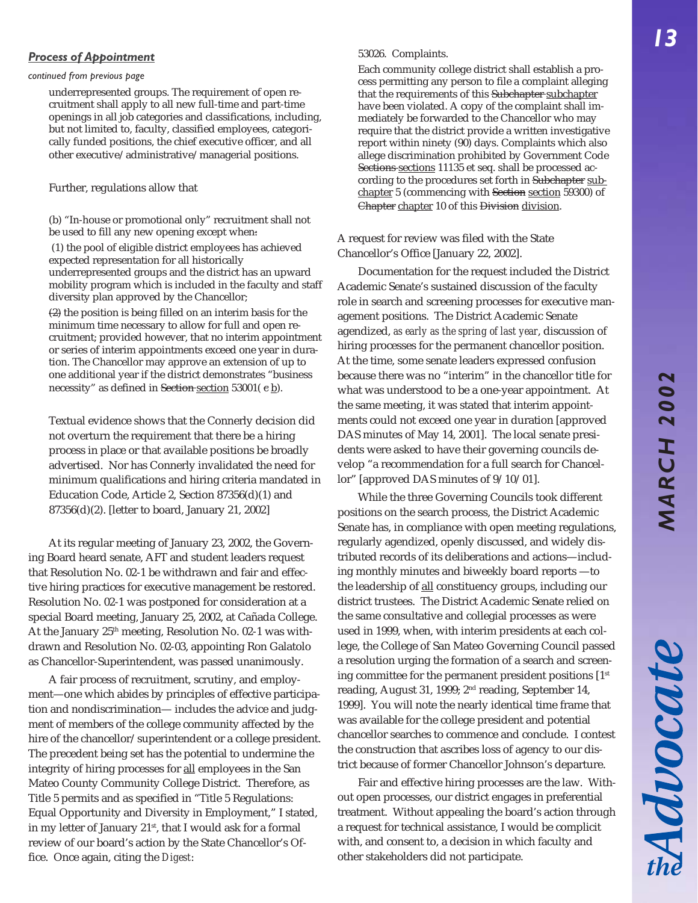### *Process of Appointment*

*continued from previous page*

> underrepresented groups. The requirement of open recruitment shall apply to all new full-time and part-time openings in all job categories and classifications, including, but not limited to, faculty, classified employees, categorically funded positions, the chief executive officer, and all other executive/administrative/managerial positions.

Further, regulations allow that

> (b) "In-house or promotional only" recruitment shall not be used to fill any new opening except when~~:~~
>
> (1) the pool of eligible district employees has achieved expected representation for all historically underrepresented groups and the district has an upward mobility program which is included in the faculty and staff diversity plan approved by the Chancellor;
>
> ~~(2)~~ the position is being filled on an interim basis for the minimum time necessary to allow for full and open recruitment; provided however, that no interim appointment or series of interim appointments exceed one year in duration. The Chancellor may approve an extension of up to one additional year if the district demonstrates "business necessity" as defined in ~~Section~~ section 53001( ~~c~~ b).

Textual evidence shows that the Connerly decision did not overturn the requirement that there be a hiring process in place or that available positions be broadly advertised. Nor has Connerly invalidated the need for minimum qualifications and hiring criteria mandated in Education Code, Article 2, Section 87356(d)(1) and 87356(d)(2). [letter to board, January 21, 2002]

At its regular meeting of January 23, 2002, the Governing Board heard senate, AFT and student leaders request that Resolution No. 02-1 be withdrawn and fair and effective hiring practices for executive management be restored. Resolution No. 02-1 was postponed for consideration at a special Board meeting, January 25, 2002, at Cañada College. At the January 25th meeting, Resolution No. 02-1 was withdrawn and Resolution No. 02-03, appointing Ron Galatolo as Chancellor-Superintendent, was passed unanimously.

A fair process of recruitment, scrutiny, and employment—one which abides by principles of effective participation and nondiscrimination— includes the advice and judgment of members of the college community affected by the hire of the chancellor/superintendent or a college president. The precedent being set has the potential to undermine the integrity of hiring processes for all employees in the San Mateo County Community College District. Therefore, as Title 5 permits and as specified in "Title 5 Regulations: Equal Opportunity and Diversity in Employment," I stated, in my letter of January 21st, that I would ask for a formal review of our board's action by the State Chancellor's Office. Once again, citing the *Digest*:

> 53026. Complaints.
>
> Each community college district shall establish a process permitting any person to file a complaint alleging that the requirements of this ~~Subchapter~~ subchapter have been violated. A copy of the complaint shall immediately be forwarded to the Chancellor who may require that the district provide a written investigative report within ninety (90) days. Complaints which also allege discrimination prohibited by Government Code ~~Sections~~ sections 11135 et seq. shall be processed according to the procedures set forth in ~~Subchapter~~ subchapter 5 (commencing with ~~Section~~ section 59300) of ~~Chapter~~ chapter 10 of this ~~Division~~ division.

A request for review was filed with the State Chancellor's Office [January 22, 2002].

Documentation for the request included the District Academic Senate's sustained discussion of the faculty role in search and screening processes for executive management positions. The District Academic Senate agendized, *as early as the spring of last year*, discussion of hiring processes for the permanent chancellor position. At the time, some senate leaders expressed confusion because there was no "interim" in the chancellor title for what was understood to be a one-year appointment. At the same meeting, it was stated that interim appointments could not exceed one year in duration [approved DAS minutes of May 14, 2001]. The local senate presidents were asked to have their governing councils develop "a recommendation for a full search for Chancellor" [approved DAS minutes of 9/10/01].

While the three Governing Councils took different positions on the search process, the District Academic Senate has, in compliance with open meeting regulations, regularly agendized, openly discussed, and widely distributed records of its deliberations and actions—including monthly minutes and biweekly board reports —to the leadership of all constituency groups, including our district trustees. The District Academic Senate relied on the same consultative and collegial processes as were used in 1999, when, with interim presidents at each college, the College of San Mateo Governing Council passed a resolution urging the formation of a search and screening committee for the permanent president positions [1st reading, August 31, 1999; 2nd reading, September 14, 1999]. You will note the nearly identical time frame that was available for the college president and potential chancellor searches to commence and conclude. I contest the construction that ascribes loss of agency to our district because of former Chancellor Johnson's departure.

Fair and effective hiring processes are the law. Without open processes, our district engages in preferential treatment. Without appealing the board's action through a request for technical assistance, I would be complicit with, and consent to, a decision in which faculty and other stakeholders did not participate.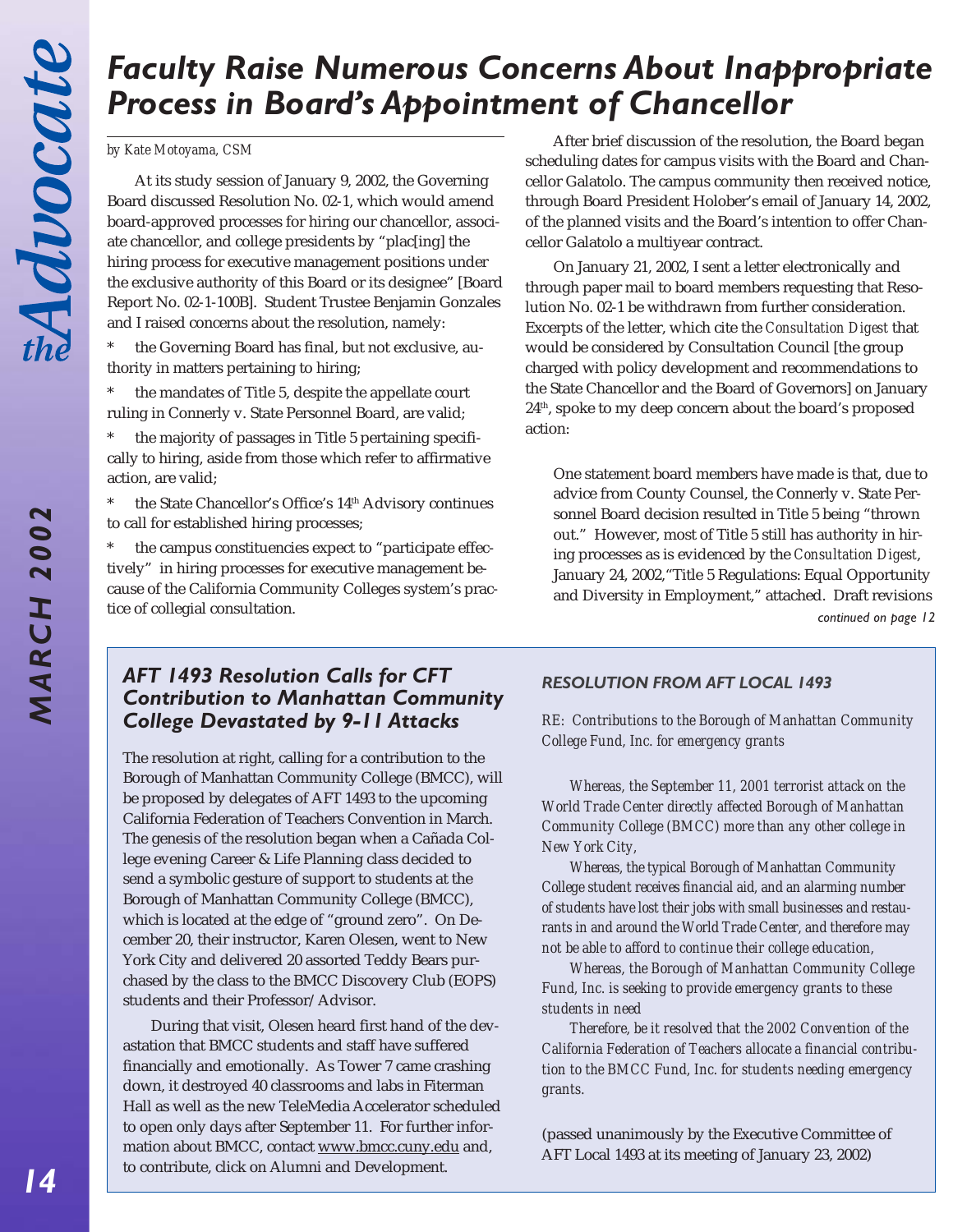# Faculty Raise Numerous Concerns About Inappropriate Process in Board's Appointment of Chancellor

*by Kate Motoyama, CSM*

At its study session of January 9, 2002, the Governing Board discussed Resolution No. 02-1, which would amend board-approved processes for hiring our chancellor, associate chancellor, and college presidents by "plac[ing] the hiring process for executive management positions under the exclusive authority of this Board or its designee" [Board Report No. 02-1-100B]. Student Trustee Benjamin Gonzales and I raised concerns about the resolution, namely:

\* the Governing Board has final, but not exclusive, authority in matters pertaining to hiring;

\* the mandates of Title 5, despite the appellate court ruling in Connerly v. State Personnel Board, are valid;

\* the majority of passages in Title 5 pertaining specifically to hiring, aside from those which refer to affirmative action, are valid;

\* the State Chancellor's Office's 14th Advisory continues to call for established hiring processes;

\* the campus constituencies expect to "participate effectively" in hiring processes for executive management because of the California Community Colleges system's practice of collegial consultation.

After brief discussion of the resolution, the Board began scheduling dates for campus visits with the Board and Chancellor Galatolo. The campus community then received notice, through Board President Holober's email of January 14, 2002, of the planned visits and the Board's intention to offer Chancellor Galatolo a multiyear contract.

On January 21, 2002, I sent a letter electronically and through paper mail to board members requesting that Resolution No. 02-1 be withdrawn from further consideration. Excerpts of the letter, which cite the *Consultation Digest* that would be considered by Consultation Council [the group charged with policy development and recommendations to the State Chancellor and the Board of Governors] on January 24th, spoke to my deep concern about the board's proposed action:

> One statement board members have made is that, due to advice from County Counsel, the Connerly v. State Personnel Board decision resulted in Title 5 being "thrown out." However, most of Title 5 still has authority in hiring processes as is evidenced by the *Consultation Digest*, January 24, 2002,"Title 5 Regulations: Equal Opportunity and Diversity in Employment," attached. Draft revisions

*continued on page 12*

## AFT 1493 Resolution Calls for CFT Contribution to Manhattan Community College Devastated by 9-11 Attacks

The resolution at right, calling for a contribution to the Borough of Manhattan Community College (BMCC), will be proposed by delegates of AFT 1493 to the upcoming California Federation of Teachers Convention in March. The genesis of the resolution began when a Cañada College evening Career & Life Planning class decided to send a symbolic gesture of support to students at the Borough of Manhattan Community College (BMCC), which is located at the edge of "ground zero". On December 20, their instructor, Karen Olesen, went to New York City and delivered 20 assorted Teddy Bears purchased by the class to the BMCC Discovery Club (EOPS) students and their Professor/Advisor.

During that visit, Olesen heard first hand of the devastation that BMCC students and staff have suffered financially and emotionally. As Tower 7 came crashing down, it destroyed 40 classrooms and labs in Fiterman Hall as well as the new TeleMedia Accelerator scheduled to open only days after September 11. For further information about BMCC, contact www.bmcc.cuny.edu and, to contribute, click on Alumni and Development.

### RESOLUTION FROM AFT LOCAL 1493

*RE: Contributions to the Borough of Manhattan Community College Fund, Inc. for emergency grants*

*Whereas, the September 11, 2001 terrorist attack on the World Trade Center directly affected Borough of Manhattan Community College (BMCC) more than any other college in New York City,*

*Whereas, the typical Borough of Manhattan Community College student receives financial aid, and an alarming number of students have lost their jobs with small businesses and restaurants in and around the World Trade Center, and therefore may not be able to afford to continue their college education,*

*Whereas, the Borough of Manhattan Community College Fund, Inc. is seeking to provide emergency grants to these students in need*

*Therefore, be it resolved that the 2002 Convention of the California Federation of Teachers allocate a financial contribution to the BMCC Fund, Inc. for students needing emergency grants.*

(passed unanimously by the Executive Committee of AFT Local 1493 at its meeting of January 23, 2002)